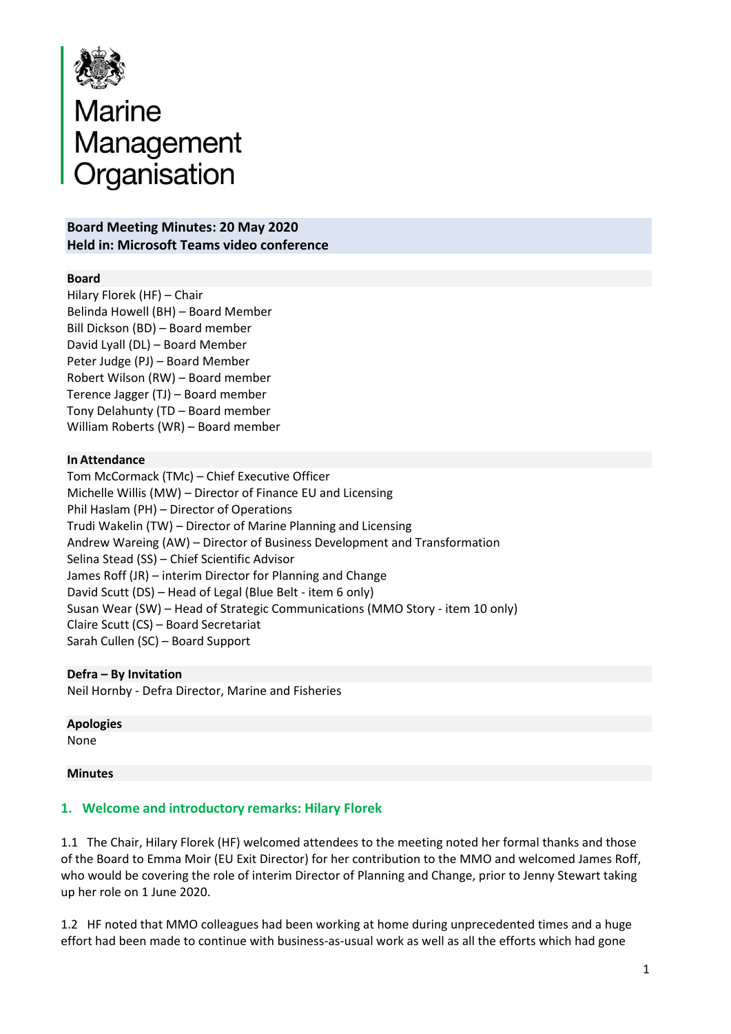# Marine Management Organisation

**Board Meeting Minutes: 20 May 2020**
**Held in: Microsoft Teams video conference**

**Board**

Hilary Florek (HF) – Chair
Belinda Howell (BH) – Board Member
Bill Dickson (BD) – Board member
David Lyall (DL) – Board Member
Peter Judge (PJ) – Board Member
Robert Wilson (RW) – Board member
Terence Jagger (TJ) – Board member
Tony Delahunty (TD – Board member
William Roberts (WR) – Board member

**In Attendance**

Tom McCormack (TMc) – Chief Executive Officer
Michelle Willis (MW) – Director of Finance EU and Licensing
Phil Haslam (PH) – Director of Operations
Trudi Wakelin (TW) – Director of Marine Planning and Licensing
Andrew Wareing (AW) – Director of Business Development and Transformation
Selina Stead (SS) – Chief Scientific Advisor
James Roff (JR) – interim Director for Planning and Change
David Scutt (DS) – Head of Legal (Blue Belt - item 6 only)
Susan Wear (SW) – Head of Strategic Communications (MMO Story - item 10 only)
Claire Scutt (CS) – Board Secretariat
Sarah Cullen (SC) – Board Support

**Defra – By Invitation**

Neil Hornby - Defra Director, Marine and Fisheries

**Apologies**

None

**Minutes**

## 1. Welcome and introductory remarks: Hilary Florek

1.1 The Chair, Hilary Florek (HF) welcomed attendees to the meeting noted her formal thanks and those of the Board to Emma Moir (EU Exit Director) for her contribution to the MMO and welcomed James Roff, who would be covering the role of interim Director of Planning and Change, prior to Jenny Stewart taking up her role on 1 June 2020.

1.2 HF noted that MMO colleagues had been working at home during unprecedented times and a huge effort had been made to continue with business-as-usual work as well as all the efforts which had gone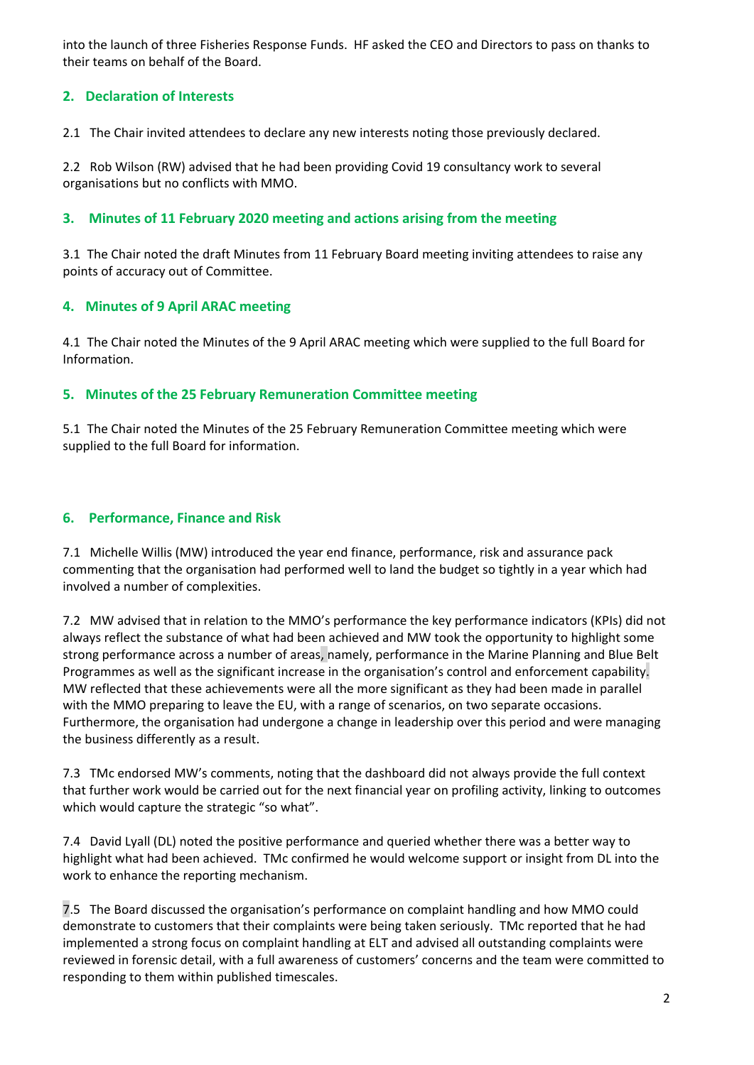into the launch of three Fisheries Response Funds. HF asked the CEO and Directors to pass on thanks to their teams on behalf of the Board.

## 2. Declaration of Interests

2.1 The Chair invited attendees to declare any new interests noting those previously declared.

2.2 Rob Wilson (RW) advised that he had been providing Covid 19 consultancy work to several organisations but no conflicts with MMO.

## 3. Minutes of 11 February 2020 meeting and actions arising from the meeting

3.1 The Chair noted the draft Minutes from 11 February Board meeting inviting attendees to raise any points of accuracy out of Committee.

## 4. Minutes of 9 April ARAC meeting

4.1 The Chair noted the Minutes of the 9 April ARAC meeting which were supplied to the full Board for Information.

## 5. Minutes of the 25 February Remuneration Committee meeting

5.1 The Chair noted the Minutes of the 25 February Remuneration Committee meeting which were supplied to the full Board for information.

## 6. Performance, Finance and Risk

7.1 Michelle Willis (MW) introduced the year end finance, performance, risk and assurance pack commenting that the organisation had performed well to land the budget so tightly in a year which had involved a number of complexities.

7.2 MW advised that in relation to the MMO's performance the key performance indicators (KPIs) did not always reflect the substance of what had been achieved and MW took the opportunity to highlight some strong performance across a number of areas, namely, performance in the Marine Planning and Blue Belt Programmes as well as the significant increase in the organisation's control and enforcement capability. MW reflected that these achievements were all the more significant as they had been made in parallel with the MMO preparing to leave the EU, with a range of scenarios, on two separate occasions. Furthermore, the organisation had undergone a change in leadership over this period and were managing the business differently as a result.

7.3 TMc endorsed MW's comments, noting that the dashboard did not always provide the full context that further work would be carried out for the next financial year on profiling activity, linking to outcomes which would capture the strategic "so what".

7.4 David Lyall (DL) noted the positive performance and queried whether there was a better way to highlight what had been achieved. TMc confirmed he would welcome support or insight from DL into the work to enhance the reporting mechanism.

7.5 The Board discussed the organisation's performance on complaint handling and how MMO could demonstrate to customers that their complaints were being taken seriously. TMc reported that he had implemented a strong focus on complaint handling at ELT and advised all outstanding complaints were reviewed in forensic detail, with a full awareness of customers' concerns and the team were committed to responding to them within published timescales.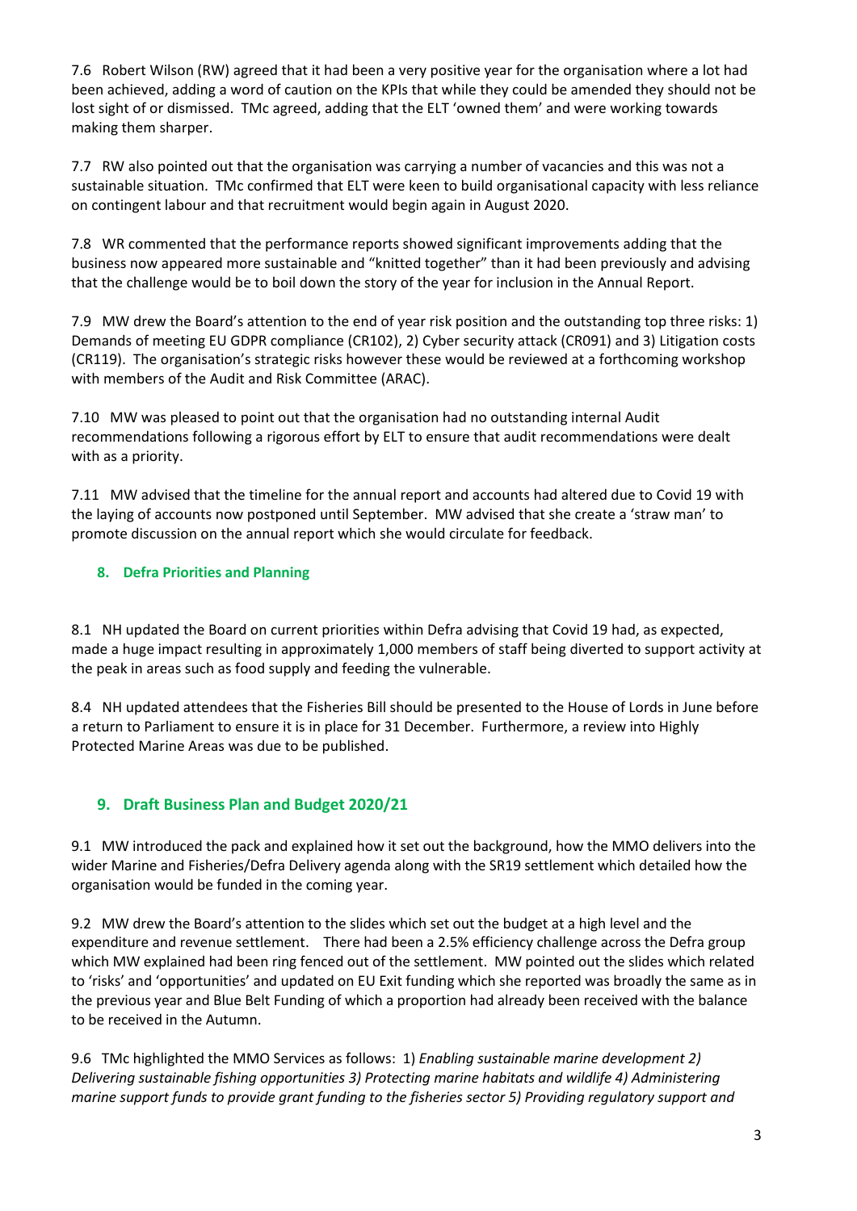7.6 Robert Wilson (RW) agreed that it had been a very positive year for the organisation where a lot had been achieved, adding a word of caution on the KPIs that while they could be amended they should not be lost sight of or dismissed. TMc agreed, adding that the ELT 'owned them' and were working towards making them sharper.

7.7 RW also pointed out that the organisation was carrying a number of vacancies and this was not a sustainable situation. TMc confirmed that ELT were keen to build organisational capacity with less reliance on contingent labour and that recruitment would begin again in August 2020.

7.8 WR commented that the performance reports showed significant improvements adding that the business now appeared more sustainable and "knitted together" than it had been previously and advising that the challenge would be to boil down the story of the year for inclusion in the Annual Report.

7.9 MW drew the Board's attention to the end of year risk position and the outstanding top three risks: 1) Demands of meeting EU GDPR compliance (CR102), 2) Cyber security attack (CR091) and 3) Litigation costs (CR119). The organisation's strategic risks however these would be reviewed at a forthcoming workshop with members of the Audit and Risk Committee (ARAC).

7.10 MW was pleased to point out that the organisation had no outstanding internal Audit recommendations following a rigorous effort by ELT to ensure that audit recommendations were dealt with as a priority.

7.11 MW advised that the timeline for the annual report and accounts had altered due to Covid 19 with the laying of accounts now postponed until September. MW advised that she create a 'straw man' to promote discussion on the annual report which she would circulate for feedback.

## 8. Defra Priorities and Planning

8.1 NH updated the Board on current priorities within Defra advising that Covid 19 had, as expected, made a huge impact resulting in approximately 1,000 members of staff being diverted to support activity at the peak in areas such as food supply and feeding the vulnerable.

8.4 NH updated attendees that the Fisheries Bill should be presented to the House of Lords in June before a return to Parliament to ensure it is in place for 31 December. Furthermore, a review into Highly Protected Marine Areas was due to be published.

## 9. Draft Business Plan and Budget 2020/21

9.1 MW introduced the pack and explained how it set out the background, how the MMO delivers into the wider Marine and Fisheries/Defra Delivery agenda along with the SR19 settlement which detailed how the organisation would be funded in the coming year.

9.2 MW drew the Board's attention to the slides which set out the budget at a high level and the expenditure and revenue settlement. There had been a 2.5% efficiency challenge across the Defra group which MW explained had been ring fenced out of the settlement. MW pointed out the slides which related to 'risks' and 'opportunities' and updated on EU Exit funding which she reported was broadly the same as in the previous year and Blue Belt Funding of which a proportion had already been received with the balance to be received in the Autumn.

9.6 TMc highlighted the MMO Services as follows: 1) *Enabling sustainable marine development 2) Delivering sustainable fishing opportunities 3) Protecting marine habitats and wildlife 4) Administering marine support funds to provide grant funding to the fisheries sector 5) Providing regulatory support and*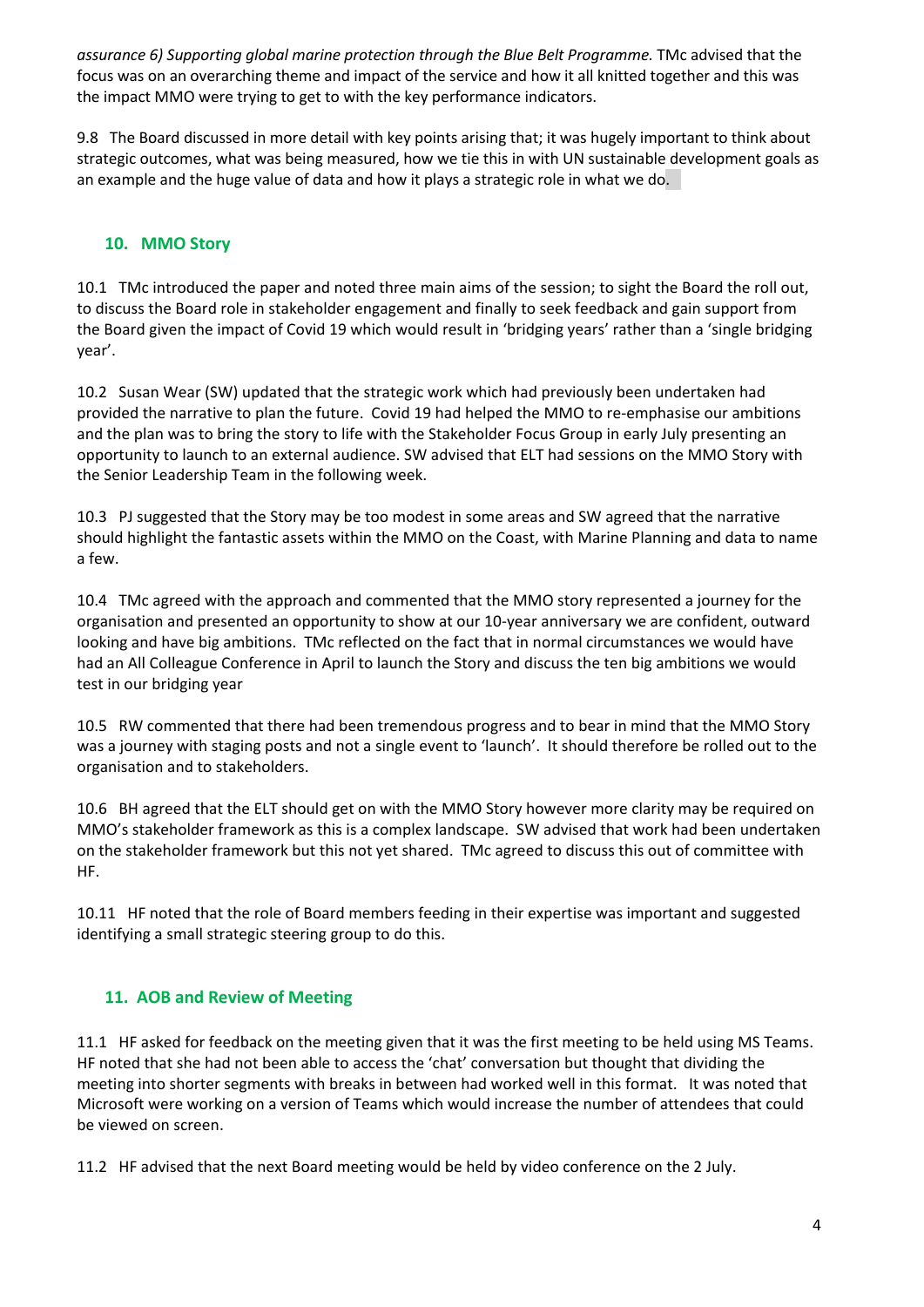*assurance 6) Supporting global marine protection through the Blue Belt Programme.* TMc advised that the focus was on an overarching theme and impact of the service and how it all knitted together and this was the impact MMO were trying to get to with the key performance indicators.

9.8 The Board discussed in more detail with key points arising that; it was hugely important to think about strategic outcomes, what was being measured, how we tie this in with UN sustainable development goals as an example and the huge value of data and how it plays a strategic role in what we do.

## 10. MMO Story

10.1 TMc introduced the paper and noted three main aims of the session; to sight the Board the roll out, to discuss the Board role in stakeholder engagement and finally to seek feedback and gain support from the Board given the impact of Covid 19 which would result in 'bridging years' rather than a 'single bridging year'.

10.2 Susan Wear (SW) updated that the strategic work which had previously been undertaken had provided the narrative to plan the future. Covid 19 had helped the MMO to re-emphasise our ambitions and the plan was to bring the story to life with the Stakeholder Focus Group in early July presenting an opportunity to launch to an external audience. SW advised that ELT had sessions on the MMO Story with the Senior Leadership Team in the following week.

10.3 PJ suggested that the Story may be too modest in some areas and SW agreed that the narrative should highlight the fantastic assets within the MMO on the Coast, with Marine Planning and data to name a few.

10.4 TMc agreed with the approach and commented that the MMO story represented a journey for the organisation and presented an opportunity to show at our 10-year anniversary we are confident, outward looking and have big ambitions. TMc reflected on the fact that in normal circumstances we would have had an All Colleague Conference in April to launch the Story and discuss the ten big ambitions we would test in our bridging year

10.5 RW commented that there had been tremendous progress and to bear in mind that the MMO Story was a journey with staging posts and not a single event to 'launch'. It should therefore be rolled out to the organisation and to stakeholders.

10.6 BH agreed that the ELT should get on with the MMO Story however more clarity may be required on MMO's stakeholder framework as this is a complex landscape. SW advised that work had been undertaken on the stakeholder framework but this not yet shared. TMc agreed to discuss this out of committee with HF.

10.11 HF noted that the role of Board members feeding in their expertise was important and suggested identifying a small strategic steering group to do this.

## 11. AOB and Review of Meeting

11.1 HF asked for feedback on the meeting given that it was the first meeting to be held using MS Teams. HF noted that she had not been able to access the 'chat' conversation but thought that dividing the meeting into shorter segments with breaks in between had worked well in this format. It was noted that Microsoft were working on a version of Teams which would increase the number of attendees that could be viewed on screen.

11.2 HF advised that the next Board meeting would be held by video conference on the 2 July.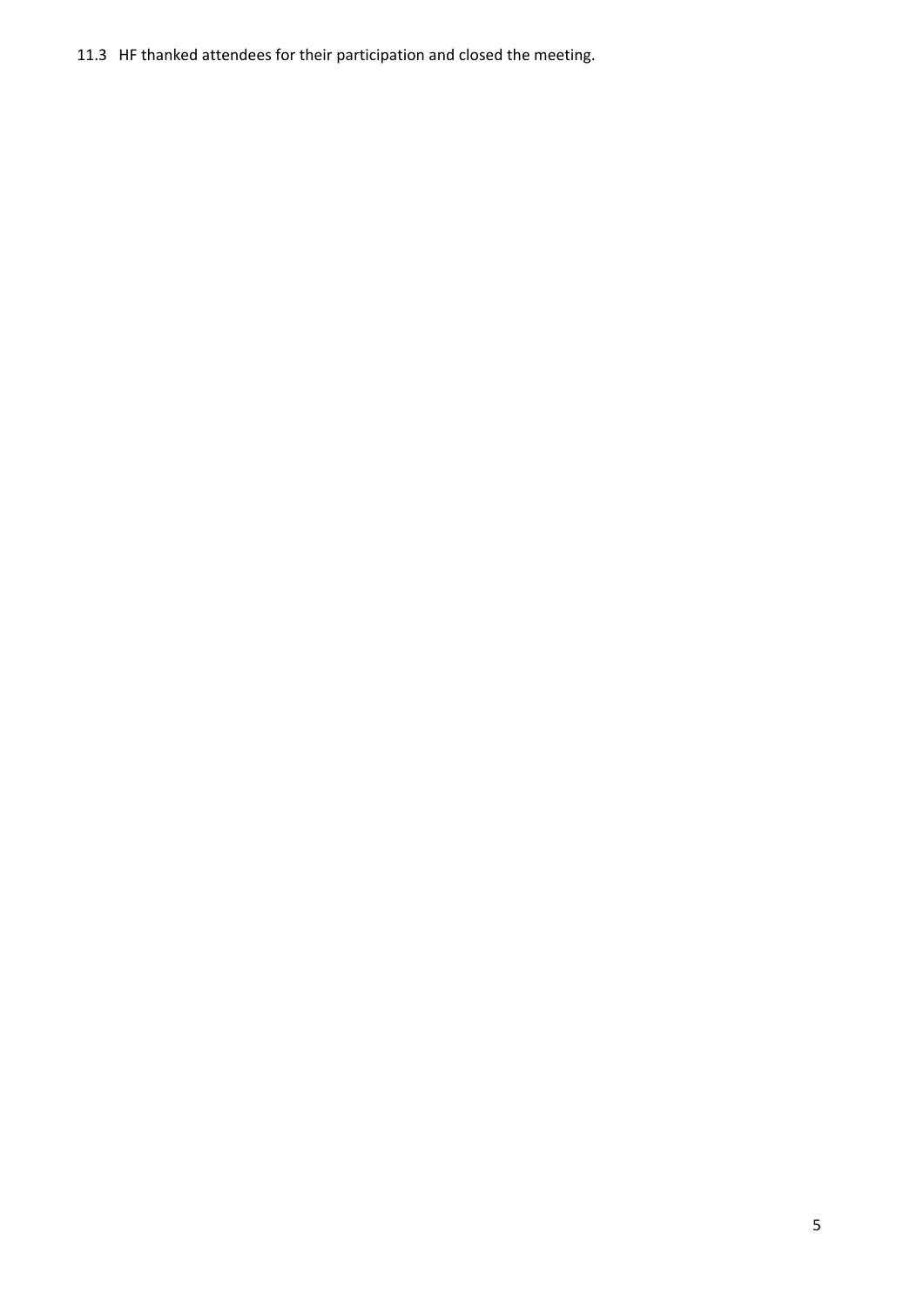11.3 HF thanked attendees for their participation and closed the meeting.